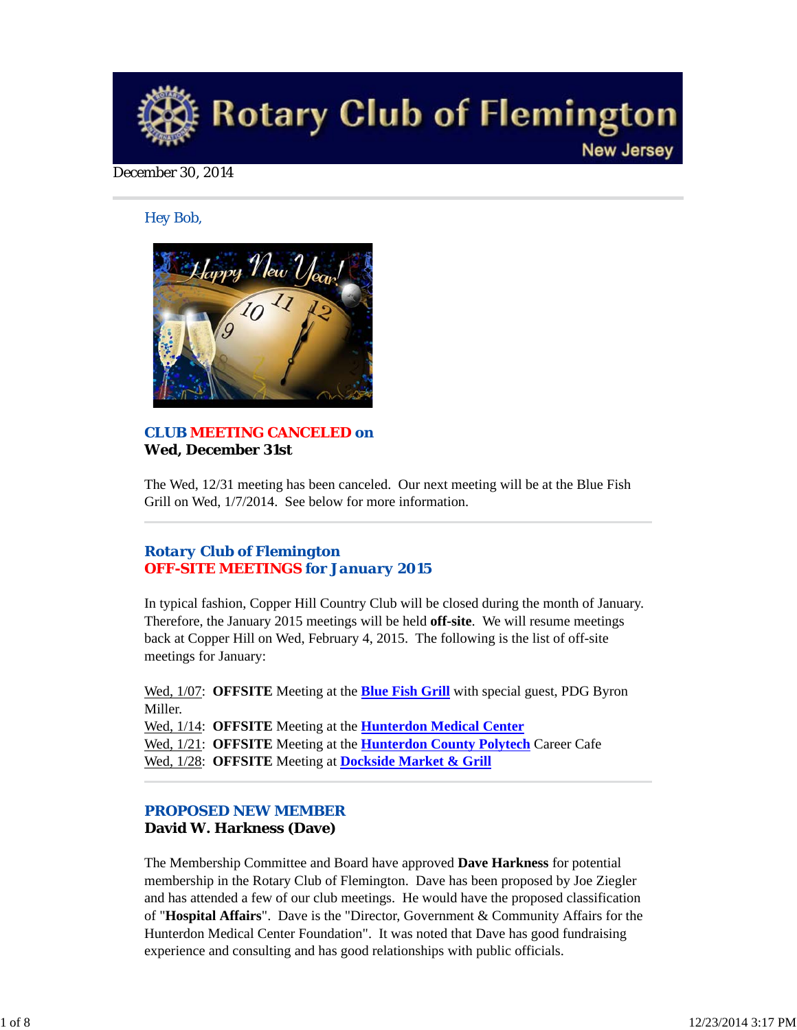# Rotary Club of Flemington

New Jersey

December 30, 2014

Hey Bob,

## CLUB MEETING CANCELED on
**Wed, December 31st**

The Wed, 12/31 meeting has been canceled. Our next meeting will be at the Blue Fish Grill on Wed, 1/7/2014. See below for more information.

---

## Rotary Club of Flemington
## OFF-SITE MEETINGS for January 2015

In typical fashion, Copper Hill Country Club will be closed during the month of January. Therefore, the January 2015 meetings will be held **off-site**. We will resume meetings back at Copper Hill on Wed, February 4, 2015. The following is the list of off-site meetings for January:

Wed, 1/07: **OFFSITE** Meeting at the **Blue Fish Grill** with special guest, PDG Byron Miller.
Wed, 1/14: **OFFSITE** Meeting at the **Hunterdon Medical Center**
Wed, 1/21: **OFFSITE** Meeting at the **Hunterdon County Polytech** Career Cafe
Wed, 1/28: **OFFSITE** Meeting at **Dockside Market & Grill**

---

## PROPOSED NEW MEMBER
**David W. Harkness (Dave)**

The Membership Committee and Board have approved **Dave Harkness** for potential membership in the Rotary Club of Flemington. Dave has been proposed by Joe Ziegler and has attended a few of our club meetings. He would have the proposed classification of "**Hospital Affairs**". Dave is the "Director, Government & Community Affairs for the Hunterdon Medical Center Foundation". It was noted that Dave has good fundraising experience and consulting and has good relationships with public officials.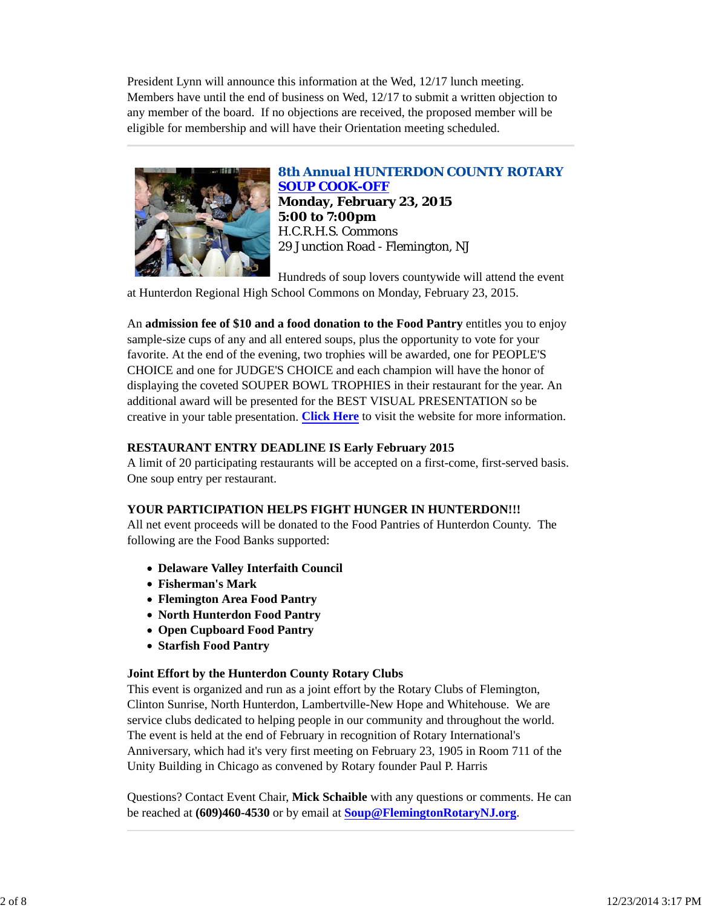President Lynn will announce this information at the Wed, 12/17 lunch meeting. Members have until the end of business on Wed, 12/17 to submit a written objection to any member of the board. If no objections are received, the proposed member will be eligible for membership and will have their Orientation meeting scheduled.

---

## 8th Annual HUNTERDON COUNTY ROTARY SOUP COOK-OFF

**Monday, February 23, 2015**
**5:00 to 7:00pm**
H.C.R.H.S. Commons
29 Junction Road - Flemington, NJ

Hundreds of soup lovers countywide will attend the event at Hunterdon Regional High School Commons on Monday, February 23, 2015.

An **admission fee of $10 and a food donation to the Food Pantry** entitles you to enjoy sample-size cups of any and all entered soups, plus the opportunity to vote for your favorite. At the end of the evening, two trophies will be awarded, one for PEOPLE'S CHOICE and one for JUDGE'S CHOICE and each champion will have the honor of displaying the coveted SOUPER BOWL TROPHIES in their restaurant for the year. An additional award will be presented for the BEST VISUAL PRESENTATION so be creative in your table presentation. **Click Here** to visit the website for more information.

**RESTAURANT ENTRY DEADLINE IS Early February 2015**
A limit of 20 participating restaurants will be accepted on a first-come, first-served basis. One soup entry per restaurant.

**YOUR PARTICIPATION HELPS FIGHT HUNGER IN HUNTERDON!!!**
All net event proceeds will be donated to the Food Pantries of Hunterdon County. The following are the Food Banks supported:

- **Delaware Valley Interfaith Council**
- **Fisherman's Mark**
- **Flemington Area Food Pantry**
- **North Hunterdon Food Pantry**
- **Open Cupboard Food Pantry**
- **Starfish Food Pantry**

**Joint Effort by the Hunterdon County Rotary Clubs**
This event is organized and run as a joint effort by the Rotary Clubs of Flemington, Clinton Sunrise, North Hunterdon, Lambertville-New Hope and Whitehouse. We are service clubs dedicated to helping people in our community and throughout the world. The event is held at the end of February in recognition of Rotary International's Anniversary, which had it's very first meeting on February 23, 1905 in Room 711 of the Unity Building in Chicago as convened by Rotary founder Paul P. Harris

Questions? Contact Event Chair, **Mick Schaible** with any questions or comments. He can be reached at **(609)460-4530** or by email at **Soup@FlemingtonRotaryNJ.org**.

---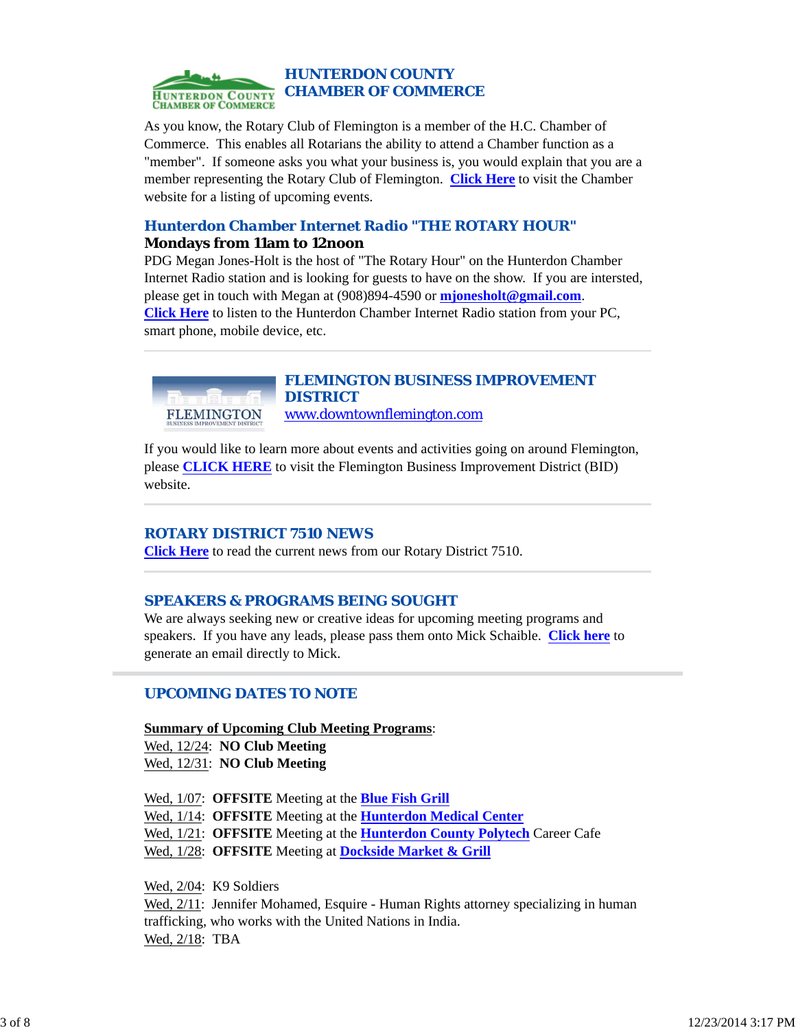## HUNTERDON COUNTY CHAMBER OF COMMERCE

As you know, the Rotary Club of Flemington is a member of the H.C. Chamber of Commerce. This enables all Rotarians the ability to attend a Chamber function as a "member". If someone asks you what your business is, you would explain that you are a member representing the Rotary Club of Flemington. Click Here to visit the Chamber website for a listing of upcoming events.

### Hunterdon Chamber Internet Radio "THE ROTARY HOUR"

**Mondays from 11am to 12noon**

PDG Megan Jones-Holt is the host of "The Rotary Hour" on the Hunterdon Chamber Internet Radio station and is looking for guests to have on the show. If you are intersted, please get in touch with Megan at (908)894-4590 or **mjonesholt@gmail.com**.
**Click Here** to listen to the Hunterdon Chamber Internet Radio station from your PC, smart phone, mobile device, etc.

---

## FLEMINGTON BUSINESS IMPROVEMENT DISTRICT

www.downtownflemington.com

If you would like to learn more about events and activities going on around Flemington, please **CLICK HERE** to visit the Flemington Business Improvement District (BID) website.

---

## ROTARY DISTRICT 7510 NEWS

**Click Here** to read the current news from our Rotary District 7510.

---

## SPEAKERS & PROGRAMS BEING SOUGHT

We are always seeking new or creative ideas for upcoming meeting programs and speakers. If you have any leads, please pass them onto Mick Schaible. **Click here** to generate an email directly to Mick.

---

## UPCOMING DATES TO NOTE

**Summary of Upcoming Club Meeting Programs**:
Wed, 12/24: **NO Club Meeting**
Wed, 12/31: **NO Club Meeting**

Wed, 1/07: **OFFSITE** Meeting at the **Blue Fish Grill**
Wed, 1/14: **OFFSITE** Meeting at the **Hunterdon Medical Center**
Wed, 1/21: **OFFSITE** Meeting at the **Hunterdon County Polytech** Career Cafe
Wed, 1/28: **OFFSITE** Meeting at **Dockside Market & Grill**

Wed, 2/04: K9 Soldiers
Wed, 2/11: Jennifer Mohamed, Esquire - Human Rights attorney specializing in human trafficking, who works with the United Nations in India.
Wed, 2/18: TBA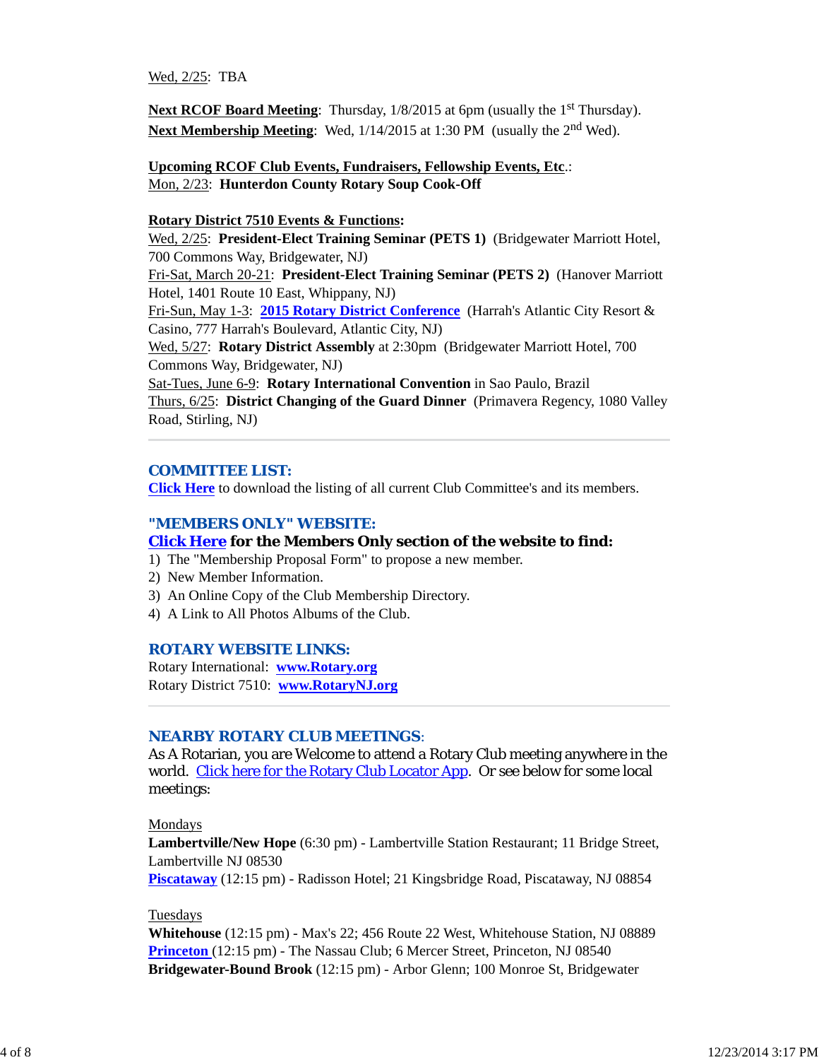Wed, 2/25: TBA

**Next RCOF Board Meeting**: Thursday, 1/8/2015 at 6pm (usually the 1st Thursday).
**Next Membership Meeting**: Wed, 1/14/2015 at 1:30 PM (usually the 2nd Wed).

**Upcoming RCOF Club Events, Fundraisers, Fellowship Events, Etc.**:
Mon, 2/23: **Hunterdon County Rotary Soup Cook-Off**

**Rotary District 7510 Events & Functions:**
Wed, 2/25: **President-Elect Training Seminar (PETS 1)** (Bridgewater Marriott Hotel, 700 Commons Way, Bridgewater, NJ)
Fri-Sat, March 20-21: **President-Elect Training Seminar (PETS 2)** (Hanover Marriott Hotel, 1401 Route 10 East, Whippany, NJ)
Fri-Sun, May 1-3: **2015 Rotary District Conference** (Harrah's Atlantic City Resort & Casino, 777 Harrah's Boulevard, Atlantic City, NJ)
Wed, 5/27: **Rotary District Assembly** at 2:30pm (Bridgewater Marriott Hotel, 700 Commons Way, Bridgewater, NJ)
Sat-Tues, June 6-9: **Rotary International Convention** in Sao Paulo, Brazil
Thurs, 6/25: **District Changing of the Guard Dinner** (Primavera Regency, 1080 Valley Road, Stirling, NJ)

---

## COMMITTEE LIST:

**Click Here** to download the listing of all current Club Committee's and its members.

## "MEMBERS ONLY" WEBSITE:

**Click Here for the Members Only section of the website to find:**

1) The "Membership Proposal Form" to propose a new member.
2) New Member Information.
3) An Online Copy of the Club Membership Directory.
4) A Link to All Photos Albums of the Club.

## ROTARY WEBSITE LINKS:

Rotary International: **www.Rotary.org**
Rotary District 7510: **www.RotaryNJ.org**

---

## NEARBY ROTARY CLUB MEETINGS:

As A Rotarian, you are Welcome to attend a Rotary Club meeting anywhere in the world. Click here for the Rotary Club Locator App. Or see below for some local meetings:

Mondays
**Lambertville/New Hope** (6:30 pm) - Lambertville Station Restaurant; 11 Bridge Street, Lambertville NJ 08530
**Piscataway** (12:15 pm) - Radisson Hotel; 21 Kingsbridge Road, Piscataway, NJ 08854

Tuesdays
**Whitehouse** (12:15 pm) - Max's 22; 456 Route 22 West, Whitehouse Station, NJ 08889
**Princeton** (12:15 pm) - The Nassau Club; 6 Mercer Street, Princeton, NJ 08540
**Bridgewater-Bound Brook** (12:15 pm) - Arbor Glenn; 100 Monroe St, Bridgewater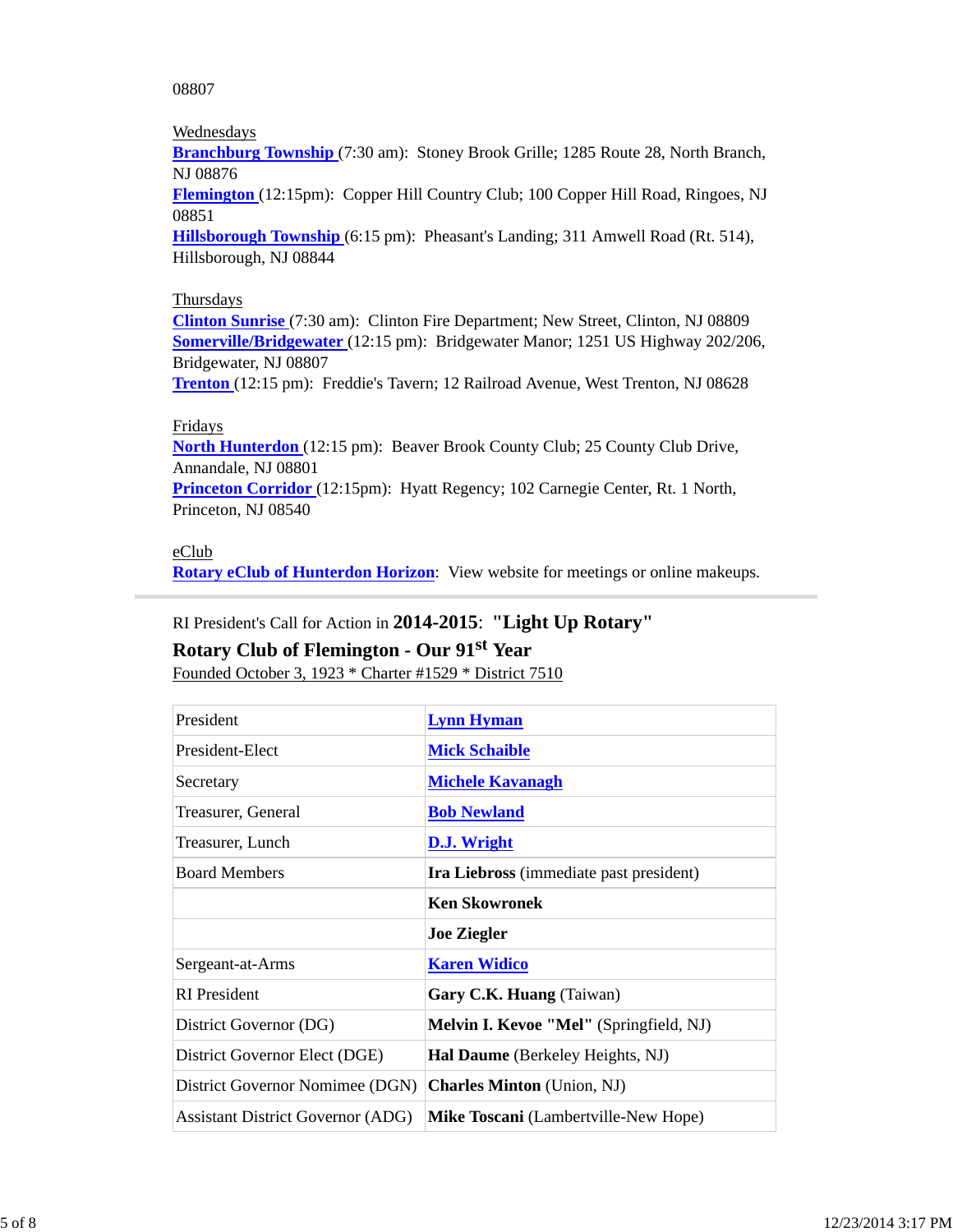08807

Wednesdays
**Branchburg Township** (7:30 am): Stoney Brook Grille; 1285 Route 28, North Branch, NJ 08876
**Flemington** (12:15pm): Copper Hill Country Club; 100 Copper Hill Road, Ringoes, NJ 08851
**Hillsborough Township** (6:15 pm): Pheasant's Landing; 311 Amwell Road (Rt. 514), Hillsborough, NJ 08844

Thursdays
**Clinton Sunrise** (7:30 am): Clinton Fire Department; New Street, Clinton, NJ 08809
**Somerville/Bridgewater** (12:15 pm): Bridgewater Manor; 1251 US Highway 202/206, Bridgewater, NJ 08807
**Trenton** (12:15 pm): Freddie's Tavern; 12 Railroad Avenue, West Trenton, NJ 08628

Fridays
**North Hunterdon** (12:15 pm): Beaver Brook County Club; 25 County Club Drive, Annandale, NJ 08801
**Princeton Corridor** (12:15pm): Hyatt Regency; 102 Carnegie Center, Rt. 1 North, Princeton, NJ 08540

eClub
**Rotary eClub of Hunterdon Horizon**: View website for meetings or online makeups.

---

RI President's Call for Action in **2014-2015**: **"Light Up Rotary"**

**Rotary Club of Flemington - Our 91st Year**

Founded October 3, 1923 * Charter #1529 * District 7510

| | |
|---|---|
| President | **Lynn Hyman** |
| President-Elect | **Mick Schaible** |
| Secretary | **Michele Kavanagh** |
| Treasurer, General | **Bob Newland** |
| Treasurer, Lunch | **D.J. Wright** |
| Board Members | **Ira Liebross** (immediate past president) |
| | **Ken Skowronek** |
| | **Joe Ziegler** |
| Sergeant-at-Arms | **Karen Widico** |
| RI President | **Gary C.K. Huang** (Taiwan) |
| District Governor (DG) | **Melvin I. Kevoe "Mel"** (Springfield, NJ) |
| District Governor Elect (DGE) | **Hal Daume** (Berkeley Heights, NJ) |
| District Governor Nomimee (DGN) | **Charles Minton** (Union, NJ) |
| Assistant District Governor (ADG) | **Mike Toscani** (Lambertville-New Hope) |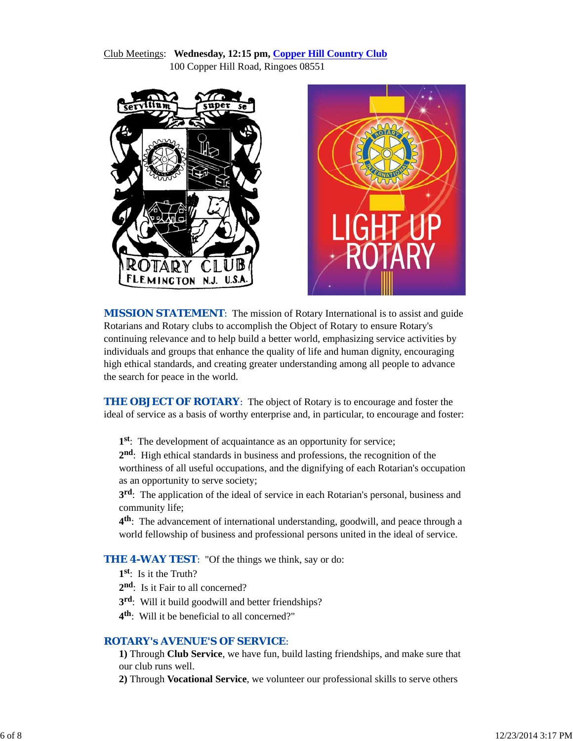Club Meetings: **Wednesday, 12:15 pm, Copper Hill Country Club**
100 Copper Hill Road, Ringoes 08551

**MISSION STATEMENT**: The mission of Rotary International is to assist and guide Rotarians and Rotary clubs to accomplish the Object of Rotary to ensure Rotary's continuing relevance and to help build a better world, emphasizing service activities by individuals and groups that enhance the quality of life and human dignity, encouraging high ethical standards, and creating greater understanding among all people to advance the search for peace in the world.

**THE OBJECT OF ROTARY**: The object of Rotary is to encourage and foster the ideal of service as a basis of worthy enterprise and, in particular, to encourage and foster:

**1st**: The development of acquaintance as an opportunity for service;
**2nd**: High ethical standards in business and professions, the recognition of the worthiness of all useful occupations, and the dignifying of each Rotarian's occupation as an opportunity to serve society;
**3rd**: The application of the ideal of service in each Rotarian's personal, business and community life;
**4th**: The advancement of international understanding, goodwill, and peace through a world fellowship of business and professional persons united in the ideal of service.

**THE 4-WAY TEST**: "Of the things we think, say or do:
**1st**: Is it the Truth?
**2nd**: Is it Fair to all concerned?
**3rd**: Will it build goodwill and better friendships?
**4th**: Will it be beneficial to all concerned?"

**ROTARY's AVENUE'S OF SERVICE**:
**1)** Through **Club Service**, we have fun, build lasting friendships, and make sure that our club runs well.
**2)** Through **Vocational Service**, we volunteer our professional skills to serve others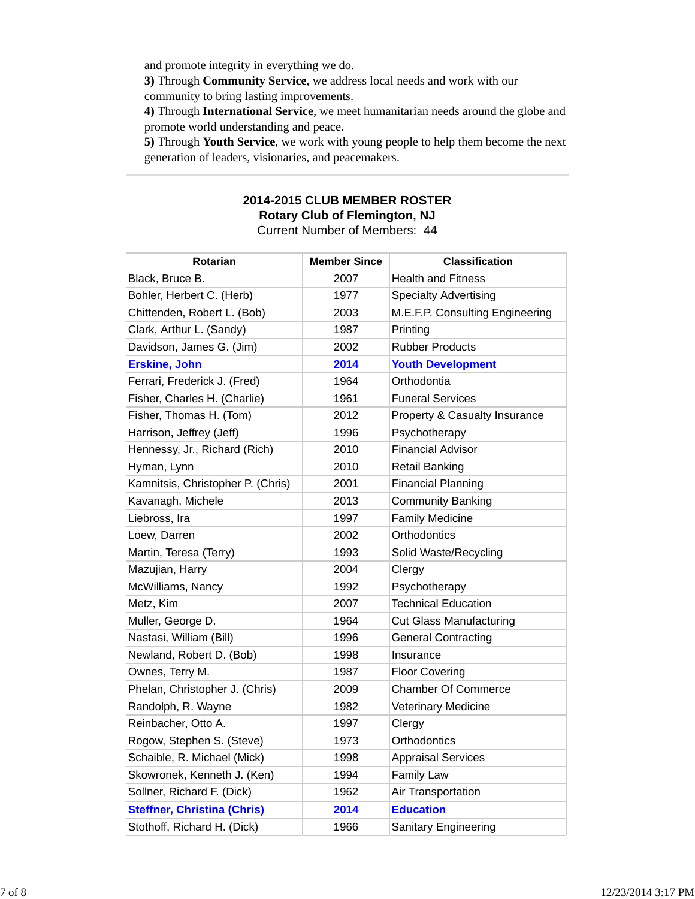and promote integrity in everything we do.
**3)** Through **Community Service**, we address local needs and work with our community to bring lasting improvements.
**4)** Through **International Service**, we meet humanitarian needs around the globe and promote world understanding and peace.
**5)** Through **Youth Service**, we work with young people to help them become the next generation of leaders, visionaries, and peacemakers.

---

## 2014-2015 CLUB MEMBER ROSTER
## Rotary Club of Flemington, NJ

Current Number of Members: 44

| Rotarian | Member Since | Classification |
|---|---|---|
| Black, Bruce B. | 2007 | Health and Fitness |
| Bohler, Herbert C. (Herb) | 1977 | Specialty Advertising |
| Chittenden, Robert L. (Bob) | 2003 | M.E.F.P. Consulting Engineering |
| Clark, Arthur L. (Sandy) | 1987 | Printing |
| Davidson, James G. (Jim) | 2002 | Rubber Products |
| **Erskine, John** | **2014** | **Youth Development** |
| Ferrari, Frederick J. (Fred) | 1964 | Orthodontia |
| Fisher, Charles H. (Charlie) | 1961 | Funeral Services |
| Fisher, Thomas H. (Tom) | 2012 | Property & Casualty Insurance |
| Harrison, Jeffrey (Jeff) | 1996 | Psychotherapy |
| Hennessy, Jr., Richard (Rich) | 2010 | Financial Advisor |
| Hyman, Lynn | 2010 | Retail Banking |
| Kamnitsis, Christopher P. (Chris) | 2001 | Financial Planning |
| Kavanagh, Michele | 2013 | Community Banking |
| Liebross, Ira | 1997 | Family Medicine |
| Loew, Darren | 2002 | Orthodontics |
| Martin, Teresa (Terry) | 1993 | Solid Waste/Recycling |
| Mazujian, Harry | 2004 | Clergy |
| McWilliams, Nancy | 1992 | Psychotherapy |
| Metz, Kim | 2007 | Technical Education |
| Muller, George D. | 1964 | Cut Glass Manufacturing |
| Nastasi, William (Bill) | 1996 | General Contracting |
| Newland, Robert D. (Bob) | 1998 | Insurance |
| Ownes, Terry M. | 1987 | Floor Covering |
| Phelan, Christopher J. (Chris) | 2009 | Chamber Of Commerce |
| Randolph, R. Wayne | 1982 | Veterinary Medicine |
| Reinbacher, Otto A. | 1997 | Clergy |
| Rogow, Stephen S. (Steve) | 1973 | Orthodontics |
| Schaible, R. Michael (Mick) | 1998 | Appraisal Services |
| Skowronek, Kenneth J. (Ken) | 1994 | Family Law |
| Sollner, Richard F. (Dick) | 1962 | Air Transportation |
| **Steffner, Christina (Chris)** | **2014** | **Education** |
| Stothoff, Richard H. (Dick) | 1966 | Sanitary Engineering |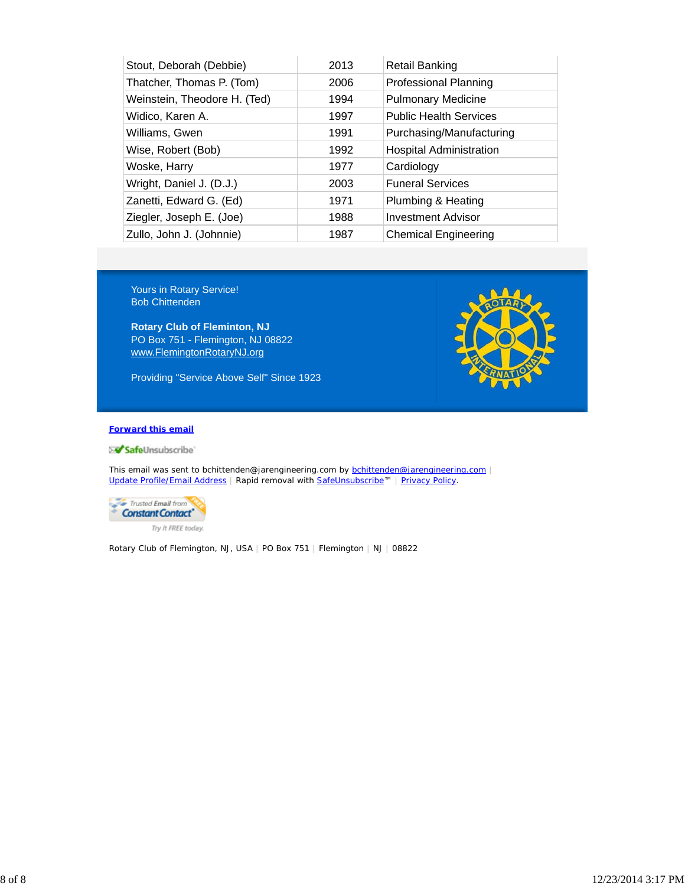| | | |
|---|---|---|
| Stout, Deborah (Debbie) | 2013 | Retail Banking |
| Thatcher, Thomas P. (Tom) | 2006 | Professional Planning |
| Weinstein, Theodore H. (Ted) | 1994 | Pulmonary Medicine |
| Widico, Karen A. | 1997 | Public Health Services |
| Williams, Gwen | 1991 | Purchasing/Manufacturing |
| Wise, Robert (Bob) | 1992 | Hospital Administration |
| Woske, Harry | 1977 | Cardiology |
| Wright, Daniel J. (D.J.) | 2003 | Funeral Services |
| Zanetti, Edward G. (Ed) | 1971 | Plumbing & Heating |
| Ziegler, Joseph E. (Joe) | 1988 | Investment Advisor |
| Zullo, John J. (Johnnie) | 1987 | Chemical Engineering |

Yours in Rotary Service!
Bob Chittenden

**Rotary Club of Fleminton, NJ**
PO Box 751 - Flemington, NJ 08822
www.FlemingtonRotaryNJ.org

Providing "Service Above Self" Since 1923

**Forward this email**

SafeUnsubscribe

This email was sent to bchittenden@jarengineering.com by bchittenden@jarengineering.com | Update Profile/Email Address | Rapid removal with SafeUnsubscribe™ | Privacy Policy.

Trusted Email from Constant Contact
Try it FREE today.

Rotary Club of Flemington, NJ, USA | PO Box 751 | Flemington | NJ | 08822